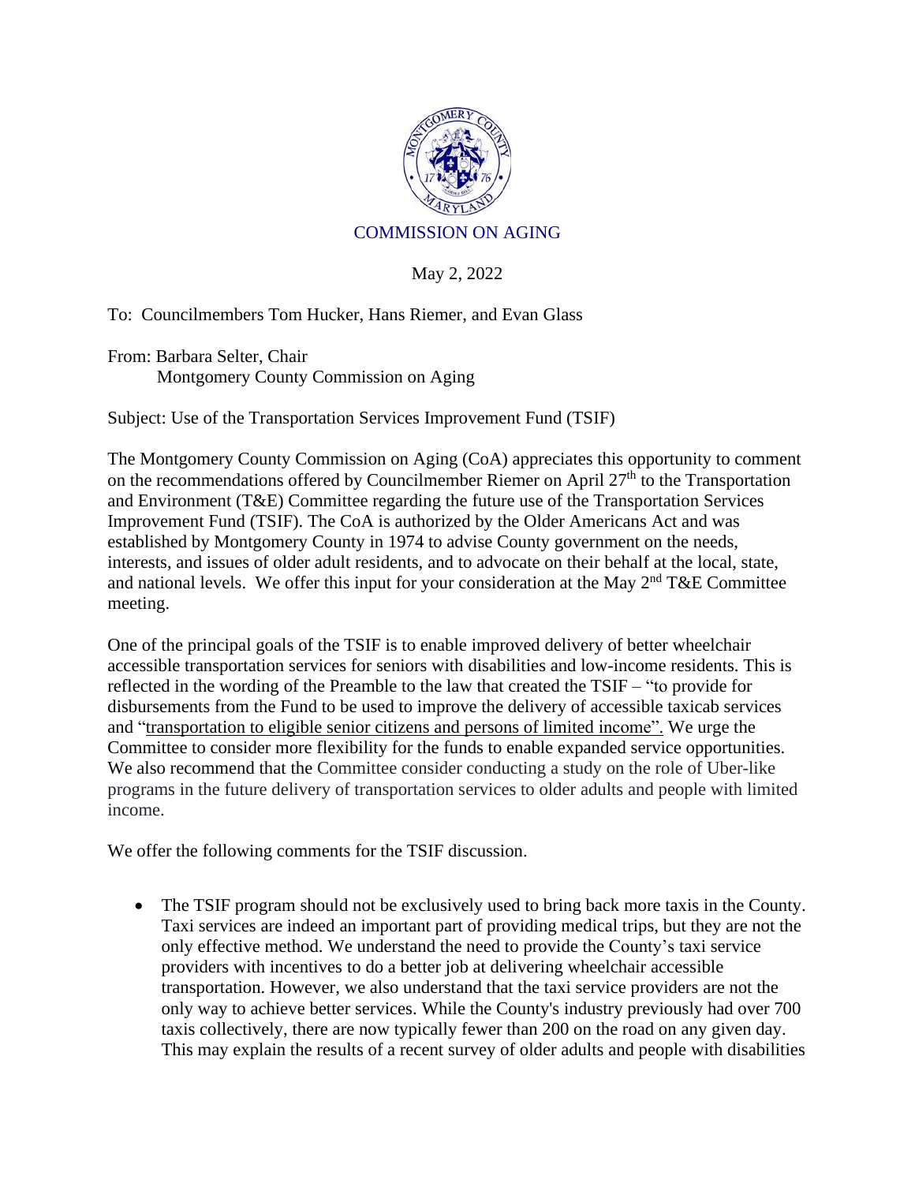COMMISSION ON AGING

May 2, 2022

To: Councilmembers Tom Hucker, Hans Riemer, and Evan Glass

From: Barbara Selter, Chair
Montgomery County Commission on Aging

Subject: Use of the Transportation Services Improvement Fund (TSIF)

The Montgomery County Commission on Aging (CoA) appreciates this opportunity to comment on the recommendations offered by Councilmember Riemer on April 27th to the Transportation and Environment (T&E) Committee regarding the future use of the Transportation Services Improvement Fund (TSIF). The CoA is authorized by the Older Americans Act and was established by Montgomery County in 1974 to advise County government on the needs, interests, and issues of older adult residents, and to advocate on their behalf at the local, state, and national levels. We offer this input for your consideration at the May 2nd T&E Committee meeting.

One of the principal goals of the TSIF is to enable improved delivery of better wheelchair accessible transportation services for seniors with disabilities and low-income residents. This is reflected in the wording of the Preamble to the law that created the TSIF – "to provide for disbursements from the Fund to be used to improve the delivery of accessible taxicab services and "transportation to eligible senior citizens and persons of limited income". We urge the Committee to consider more flexibility for the funds to enable expanded service opportunities. We also recommend that the Committee consider conducting a study on the role of Uber-like programs in the future delivery of transportation services to older adults and people with limited income.

We offer the following comments for the TSIF discussion.

- The TSIF program should not be exclusively used to bring back more taxis in the County. Taxi services are indeed an important part of providing medical trips, but they are not the only effective method. We understand the need to provide the County's taxi service providers with incentives to do a better job at delivering wheelchair accessible transportation. However, we also understand that the taxi service providers are not the only way to achieve better services. While the County's industry previously had over 700 taxis collectively, there are now typically fewer than 200 on the road on any given day. This may explain the results of a recent survey of older adults and people with disabilities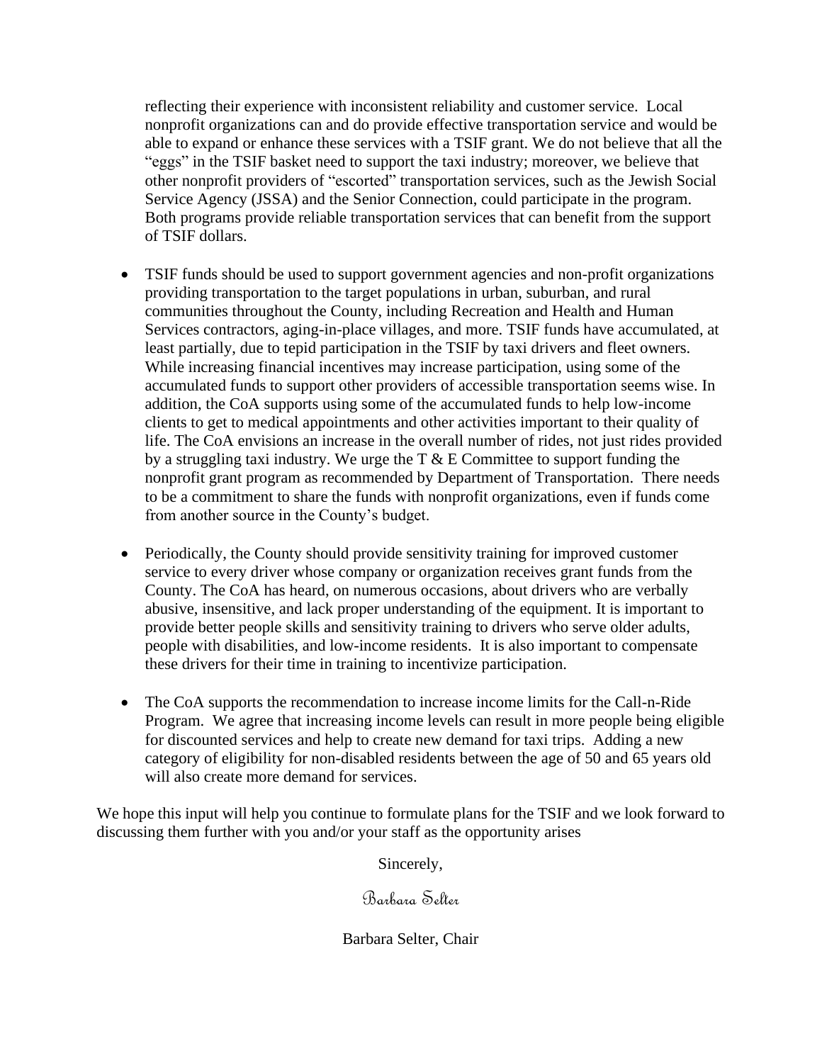reflecting their experience with inconsistent reliability and customer service. Local nonprofit organizations can and do provide effective transportation service and would be able to expand or enhance these services with a TSIF grant. We do not believe that all the "eggs" in the TSIF basket need to support the taxi industry; moreover, we believe that other nonprofit providers of "escorted" transportation services, such as the Jewish Social Service Agency (JSSA) and the Senior Connection, could participate in the program. Both programs provide reliable transportation services that can benefit from the support of TSIF dollars.

- TSIF funds should be used to support government agencies and non-profit organizations providing transportation to the target populations in urban, suburban, and rural communities throughout the County, including Recreation and Health and Human Services contractors, aging-in-place villages, and more. TSIF funds have accumulated, at least partially, due to tepid participation in the TSIF by taxi drivers and fleet owners. While increasing financial incentives may increase participation, using some of the accumulated funds to support other providers of accessible transportation seems wise. In addition, the CoA supports using some of the accumulated funds to help low-income clients to get to medical appointments and other activities important to their quality of life. The CoA envisions an increase in the overall number of rides, not just rides provided by a struggling taxi industry. We urge the T & E Committee to support funding the nonprofit grant program as recommended by Department of Transportation. There needs to be a commitment to share the funds with nonprofit organizations, even if funds come from another source in the County's budget.

- Periodically, the County should provide sensitivity training for improved customer service to every driver whose company or organization receives grant funds from the County. The CoA has heard, on numerous occasions, about drivers who are verbally abusive, insensitive, and lack proper understanding of the equipment. It is important to provide better people skills and sensitivity training to drivers who serve older adults, people with disabilities, and low-income residents. It is also important to compensate these drivers for their time in training to incentivize participation.

- The CoA supports the recommendation to increase income limits for the Call-n-Ride Program. We agree that increasing income levels can result in more people being eligible for discounted services and help to create new demand for taxi trips. Adding a new category of eligibility for non-disabled residents between the age of 50 and 65 years old will also create more demand for services.

We hope this input will help you continue to formulate plans for the TSIF and we look forward to discussing them further with you and/or your staff as the opportunity arises

Sincerely,

*Barbara Selter*

Barbara Selter, Chair